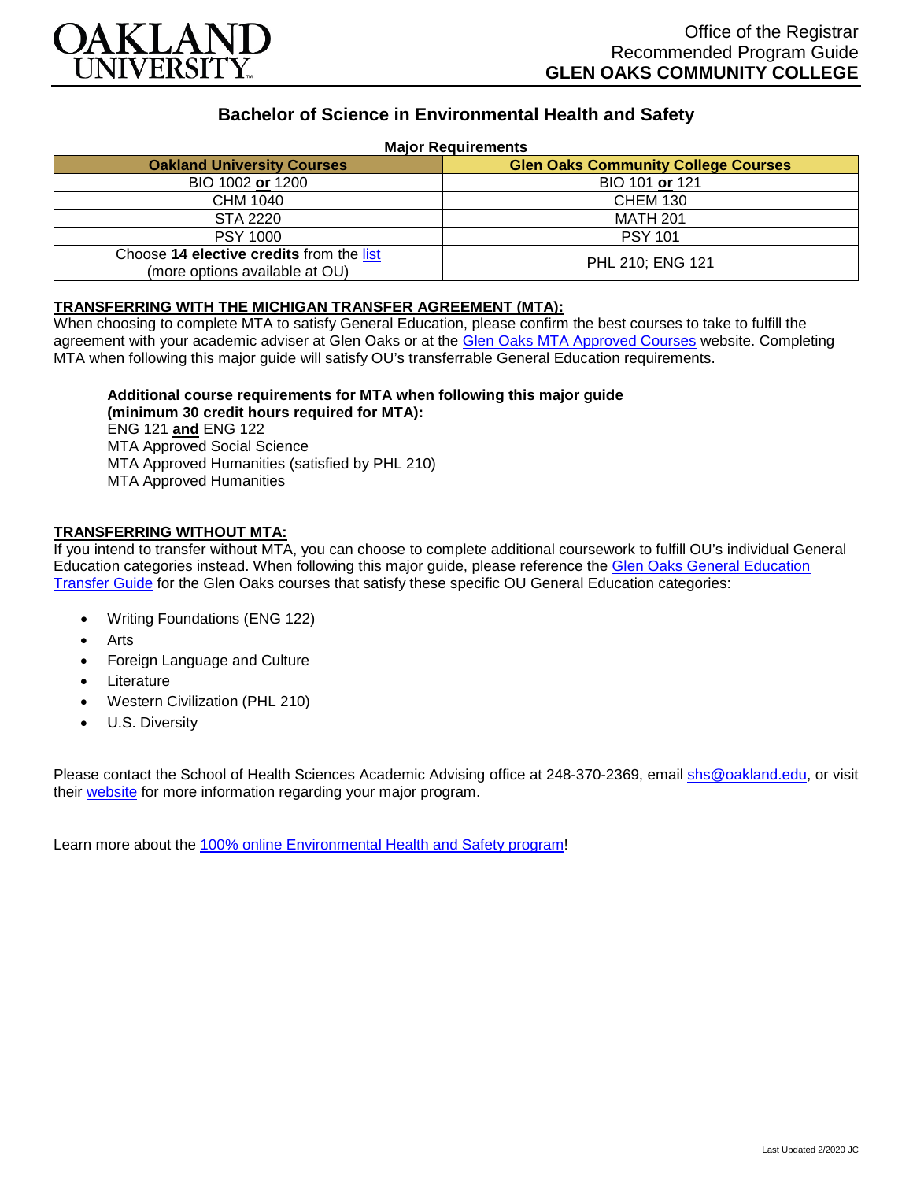Office of the Registrar
Recommended Program Guide
**GLEN OAKS COMMUNITY COLLEGE**

# Bachelor of Science in Environmental Health and Safety

**Major Requirements**

| Oakland University Courses | Glen Oaks Community College Courses |
|---|---|
| BIO 1002 **or** 1200 | BIO 101 **or** 121 |
| CHM 1040 | CHEM 130 |
| STA 2220 | MATH 201 |
| PSY 1000 | PSY 101 |
| Choose **14 elective credits** from the list (more options available at OU) | PHL 210; ENG 121 |

## TRANSFERRING WITH THE MICHIGAN TRANSFER AGREEMENT (MTA):

When choosing to complete MTA to satisfy General Education, please confirm the best courses to take to fulfill the agreement with your academic adviser at Glen Oaks or at the Glen Oaks MTA Approved Courses website. Completing MTA when following this major guide will satisfy OU's transferrable General Education requirements.

**Additional course requirements for MTA when following this major guide (minimum 30 credit hours required for MTA):**
ENG 121 **and** ENG 122
MTA Approved Social Science
MTA Approved Humanities (satisfied by PHL 210)
MTA Approved Humanities

## TRANSFERRING WITHOUT MTA:

If you intend to transfer without MTA, you can choose to complete additional coursework to fulfill OU's individual General Education categories instead. When following this major guide, please reference the Glen Oaks General Education Transfer Guide for the Glen Oaks courses that satisfy these specific OU General Education categories:

- Writing Foundations (ENG 122)
- Arts
- Foreign Language and Culture
- Literature
- Western Civilization (PHL 210)
- U.S. Diversity

Please contact the School of Health Sciences Academic Advising office at 248-370-2369, email shs@oakland.edu, or visit their website for more information regarding your major program.

Learn more about the 100% online Environmental Health and Safety program!

Last Updated 2/2020 JC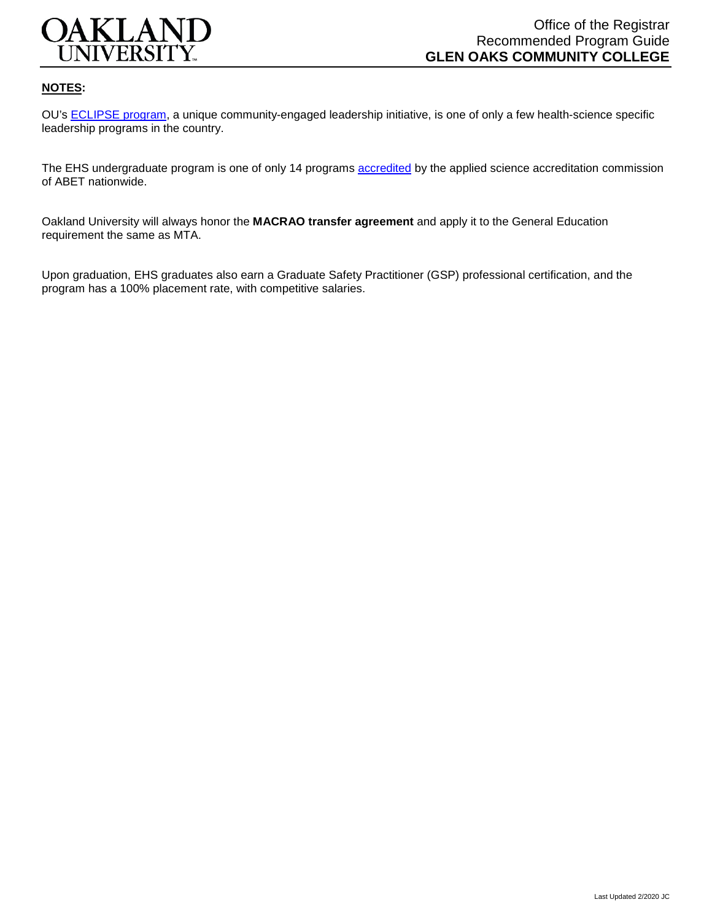**NOTES:**

OU's ECLIPSE program, a unique community-engaged leadership initiative, is one of only a few health-science specific leadership programs in the country.

The EHS undergraduate program is one of only 14 programs accredited by the applied science accreditation commission of ABET nationwide.

Oakland University will always honor the **MACRAO transfer agreement** and apply it to the General Education requirement the same as MTA.

Upon graduation, EHS graduates also earn a Graduate Safety Practitioner (GSP) professional certification, and the program has a 100% placement rate, with competitive salaries.

Last Updated 2/2020 JC